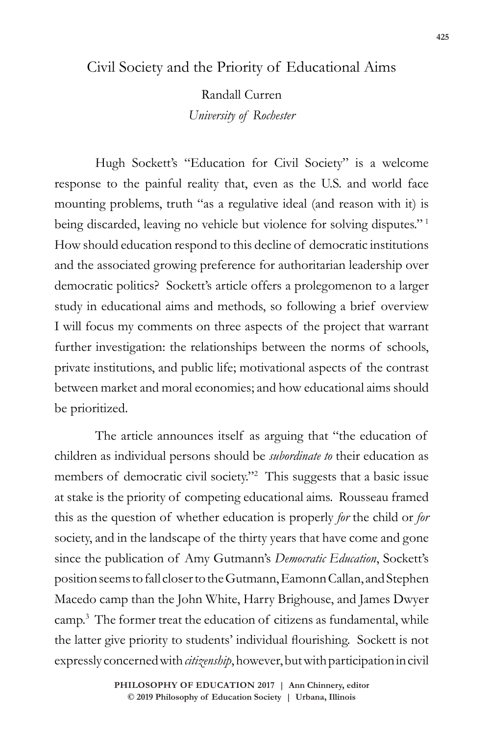# Civil Society and the Priority of Educational Aims

Randall Curren
*University of Rochester*

Hugh Sockett's "Education for Civil Society" is a welcome response to the painful reality that, even as the U.S. and world face mounting problems, truth "as a regulative ideal (and reason with it) is being discarded, leaving no vehicle but violence for solving disputes."[1] How should education respond to this decline of democratic institutions and the associated growing preference for authoritarian leadership over democratic politics? Sockett's article offers a prolegomenon to a larger study in educational aims and methods, so following a brief overview I will focus my comments on three aspects of the project that warrant further investigation: the relationships between the norms of schools, private institutions, and public life; motivational aspects of the contrast between market and moral economies; and how educational aims should be prioritized.

The article announces itself as arguing that "the education of children as individual persons should be *subordinate to* their education as members of democratic civil society."[2] This suggests that a basic issue at stake is the priority of competing educational aims. Rousseau framed this as the question of whether education is properly *for* the child or *for* society, and in the landscape of the thirty years that have come and gone since the publication of Amy Gutmann's *Democratic Education*, Sockett's position seems to fall closer to the Gutmann, Eamonn Callan, and Stephen Macedo camp than the John White, Harry Brighouse, and James Dwyer camp.[3] The former treat the education of citizens as fundamental, while the latter give priority to students' individual flourishing. Sockett is not expressly concerned with *citizenship*, however, but with participation in civil

PHILOSOPHY OF EDUCATION 2017 | Ann Chinnery, editor
© 2019 Philosophy of Education Society | Urbana, Illinois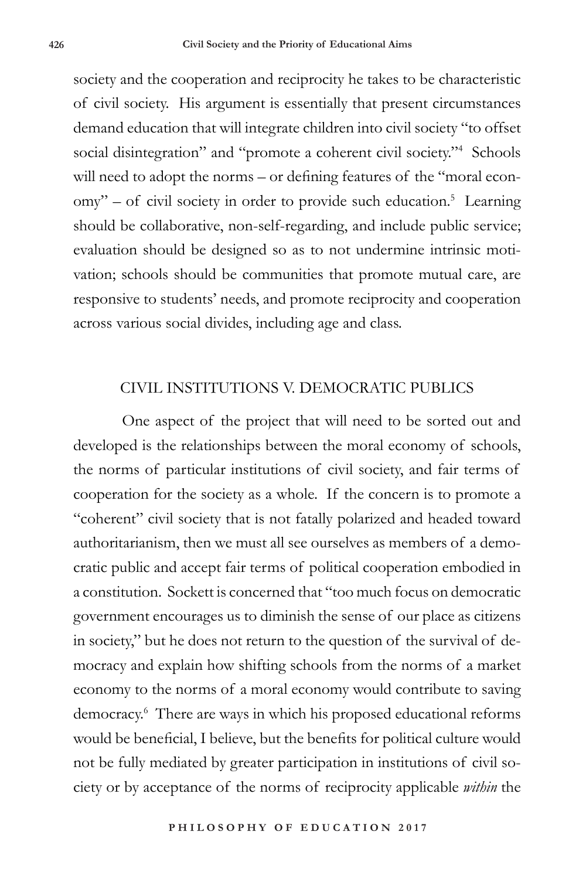society and the cooperation and reciprocity he takes to be characteristic of civil society. His argument is essentially that present circumstances demand education that will integrate children into civil society "to offset social disintegration" and "promote a coherent civil society."[4] Schools will need to adopt the norms – or defining features of the "moral economy" – of civil society in order to provide such education.[5] Learning should be collaborative, non-self-regarding, and include public service; evaluation should be designed so as to not undermine intrinsic motivation; schools should be communities that promote mutual care, are responsive to students' needs, and promote reciprocity and cooperation across various social divides, including age and class.

## CIVIL INSTITUTIONS V. DEMOCRATIC PUBLICS

One aspect of the project that will need to be sorted out and developed is the relationships between the moral economy of schools, the norms of particular institutions of civil society, and fair terms of cooperation for the society as a whole. If the concern is to promote a "coherent" civil society that is not fatally polarized and headed toward authoritarianism, then we must all see ourselves as members of a democratic public and accept fair terms of political cooperation embodied in a constitution. Sockett is concerned that "too much focus on democratic government encourages us to diminish the sense of our place as citizens in society," but he does not return to the question of the survival of democracy and explain how shifting schools from the norms of a market economy to the norms of a moral economy would contribute to saving democracy.[6] There are ways in which his proposed educational reforms would be beneficial, I believe, but the benefits for political culture would not be fully mediated by greater participation in institutions of civil society or by acceptance of the norms of reciprocity applicable *within* the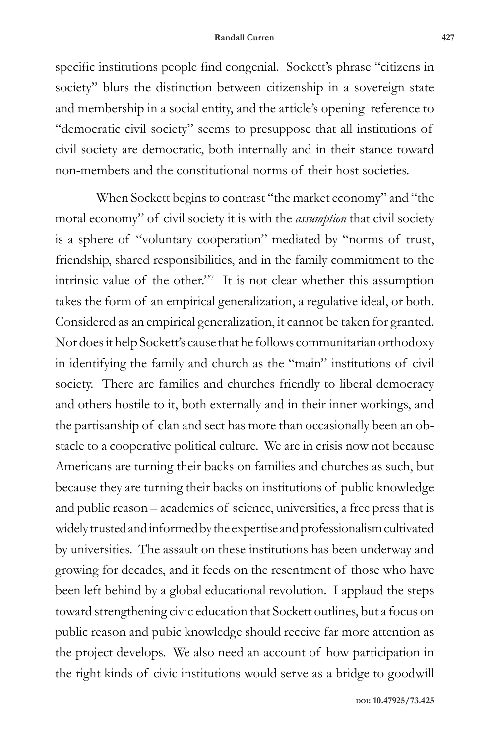specific institutions people find congenial. Sockett's phrase "citizens in society" blurs the distinction between citizenship in a sovereign state and membership in a social entity, and the article's opening reference to "democratic civil society" seems to presuppose that all institutions of civil society are democratic, both internally and in their stance toward non-members and the constitutional norms of their host societies.

When Sockett begins to contrast "the market economy" and "the moral economy" of civil society it is with the *assumption* that civil society is a sphere of "voluntary cooperation" mediated by "norms of trust, friendship, shared responsibilities, and in the family commitment to the intrinsic value of the other."[7] It is not clear whether this assumption takes the form of an empirical generalization, a regulative ideal, or both. Considered as an empirical generalization, it cannot be taken for granted. Nor does it help Sockett's cause that he follows communitarian orthodoxy in identifying the family and church as the "main" institutions of civil society. There are families and churches friendly to liberal democracy and others hostile to it, both externally and in their inner workings, and the partisanship of clan and sect has more than occasionally been an obstacle to a cooperative political culture. We are in crisis now not because Americans are turning their backs on families and churches as such, but because they are turning their backs on institutions of public knowledge and public reason – academies of science, universities, a free press that is widely trusted and informed by the expertise and professionalism cultivated by universities. The assault on these institutions has been underway and growing for decades, and it feeds on the resentment of those who have been left behind by a global educational revolution. I applaud the steps toward strengthening civic education that Sockett outlines, but a focus on public reason and pubic knowledge should receive far more attention as the project develops. We also need an account of how participation in the right kinds of civic institutions would serve as a bridge to goodwill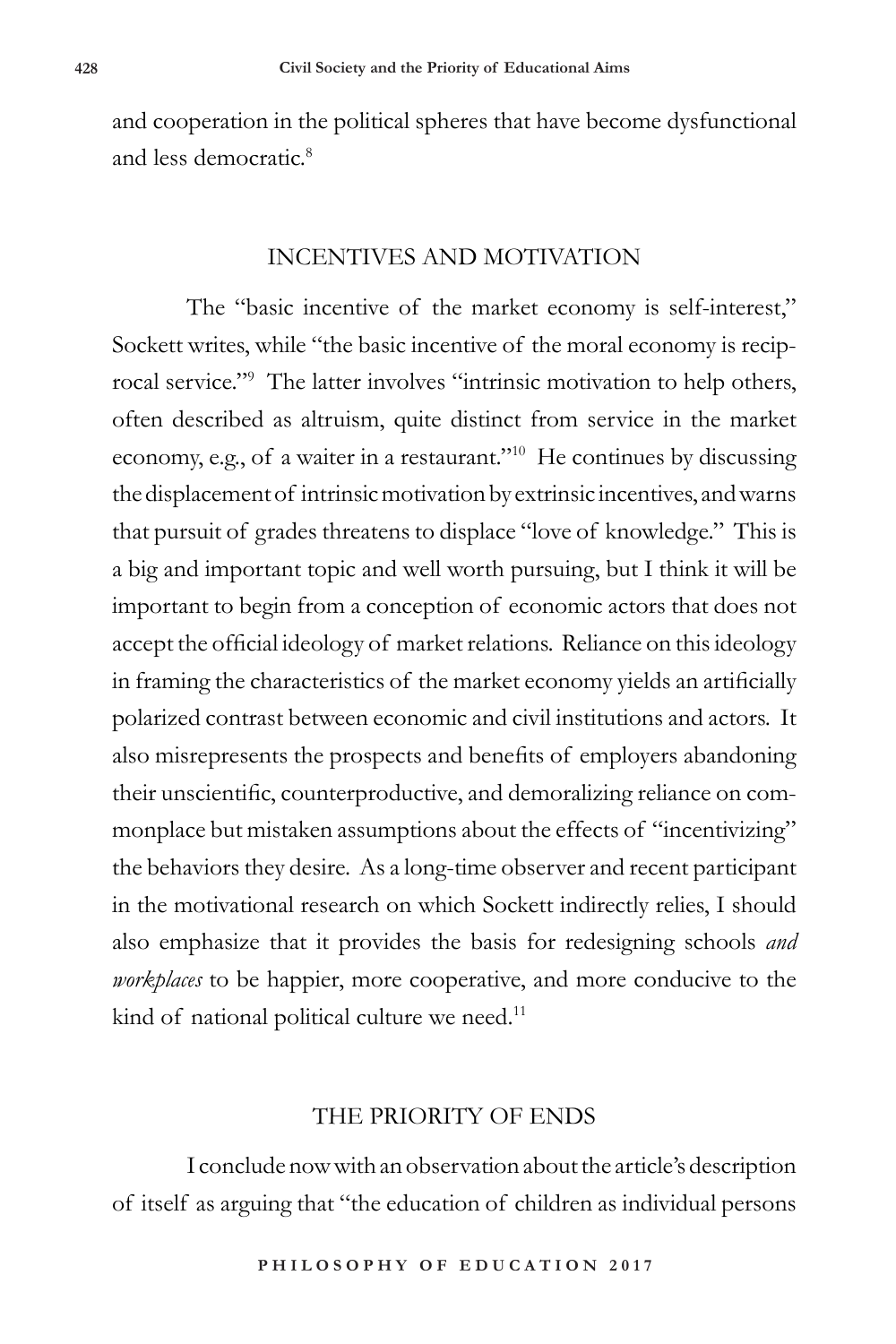and cooperation in the political spheres that have become dysfunctional and less democratic.[8]

## INCENTIVES AND MOTIVATION

The "basic incentive of the market economy is self-interest," Sockett writes, while "the basic incentive of the moral economy is reciprocal service."[9] The latter involves "intrinsic motivation to help others, often described as altruism, quite distinct from service in the market economy, e.g., of a waiter in a restaurant."[10] He continues by discussing the displacement of intrinsic motivation by extrinsic incentives, and warns that pursuit of grades threatens to displace "love of knowledge." This is a big and important topic and well worth pursuing, but I think it will be important to begin from a conception of economic actors that does not accept the official ideology of market relations. Reliance on this ideology in framing the characteristics of the market economy yields an artificially polarized contrast between economic and civil institutions and actors. It also misrepresents the prospects and benefits of employers abandoning their unscientific, counterproductive, and demoralizing reliance on commonplace but mistaken assumptions about the effects of "incentivizing" the behaviors they desire. As a long-time observer and recent participant in the motivational research on which Sockett indirectly relies, I should also emphasize that it provides the basis for redesigning schools *and workplaces* to be happier, more cooperative, and more conducive to the kind of national political culture we need.[11]

## THE PRIORITY OF ENDS

I conclude now with an observation about the article's description of itself as arguing that "the education of children as individual persons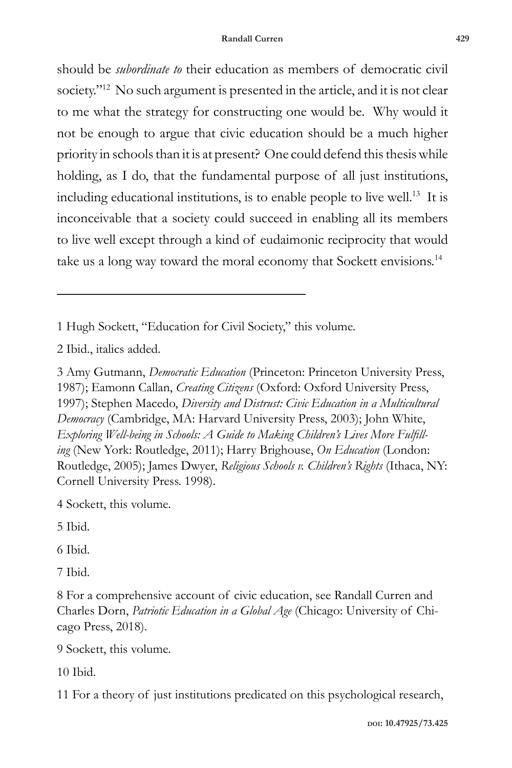should be *subordinate to* their education as members of democratic civil society."[12] No such argument is presented in the article, and it is not clear to me what the strategy for constructing one would be. Why would it not be enough to argue that civic education should be a much higher priority in schools than it is at present? One could defend this thesis while holding, as I do, that the fundamental purpose of all just institutions, including educational institutions, is to enable people to live well.[13] It is inconceivable that a society could succeed in enabling all its members to live well except through a kind of eudaimonic reciprocity that would take us a long way toward the moral economy that Sockett envisions.[14]

---

1 Hugh Sockett, "Education for Civil Society," this volume.

2 Ibid., italics added.

3 Amy Gutmann, *Democratic Education* (Princeton: Princeton University Press, 1987); Eamonn Callan, *Creating Citizens* (Oxford: Oxford University Press, 1997); Stephen Macedo, *Diversity and Distrust: Civic Education in a Multicultural Democracy* (Cambridge, MA: Harvard University Press, 2003); John White, *Exploring Well-being in Schools: A Guide to Making Children's Lives More Fulfilling* (New York: Routledge, 2011); Harry Brighouse, *On Education* (London: Routledge, 2005); James Dwyer, *Religious Schools v. Children's Rights* (Ithaca, NY: Cornell University Press. 1998).

4 Sockett, this volume.

5 Ibid.

6 Ibid.

7 Ibid.

8 For a comprehensive account of civic education, see Randall Curren and Charles Dorn, *Patriotic Education in a Global Age* (Chicago: University of Chicago Press, 2018).

9 Sockett, this volume.

10 Ibid.

11 For a theory of just institutions predicated on this psychological research,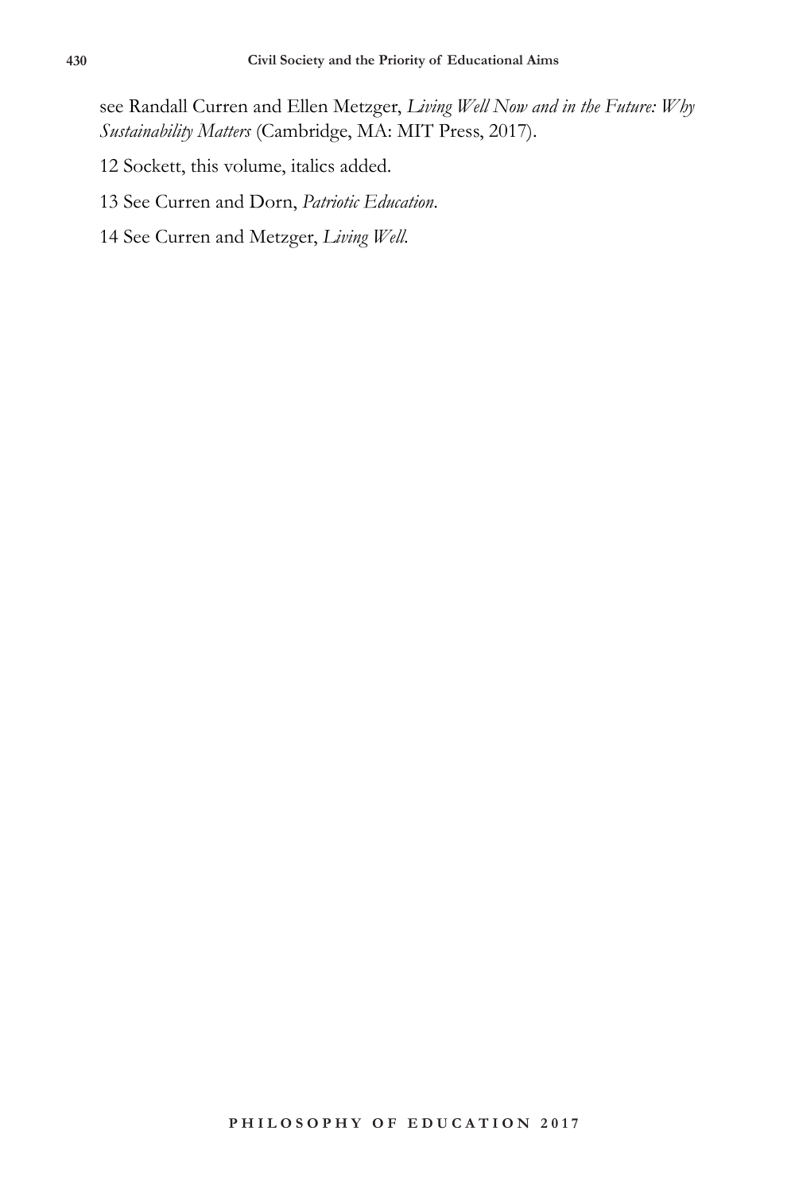see Randall Curren and Ellen Metzger, *Living Well Now and in the Future: Why Sustainability Matters* (Cambridge, MA: MIT Press, 2017).

12 Sockett, this volume, italics added.

13 See Curren and Dorn, *Patriotic Education*.

14 See Curren and Metzger, *Living Well*.